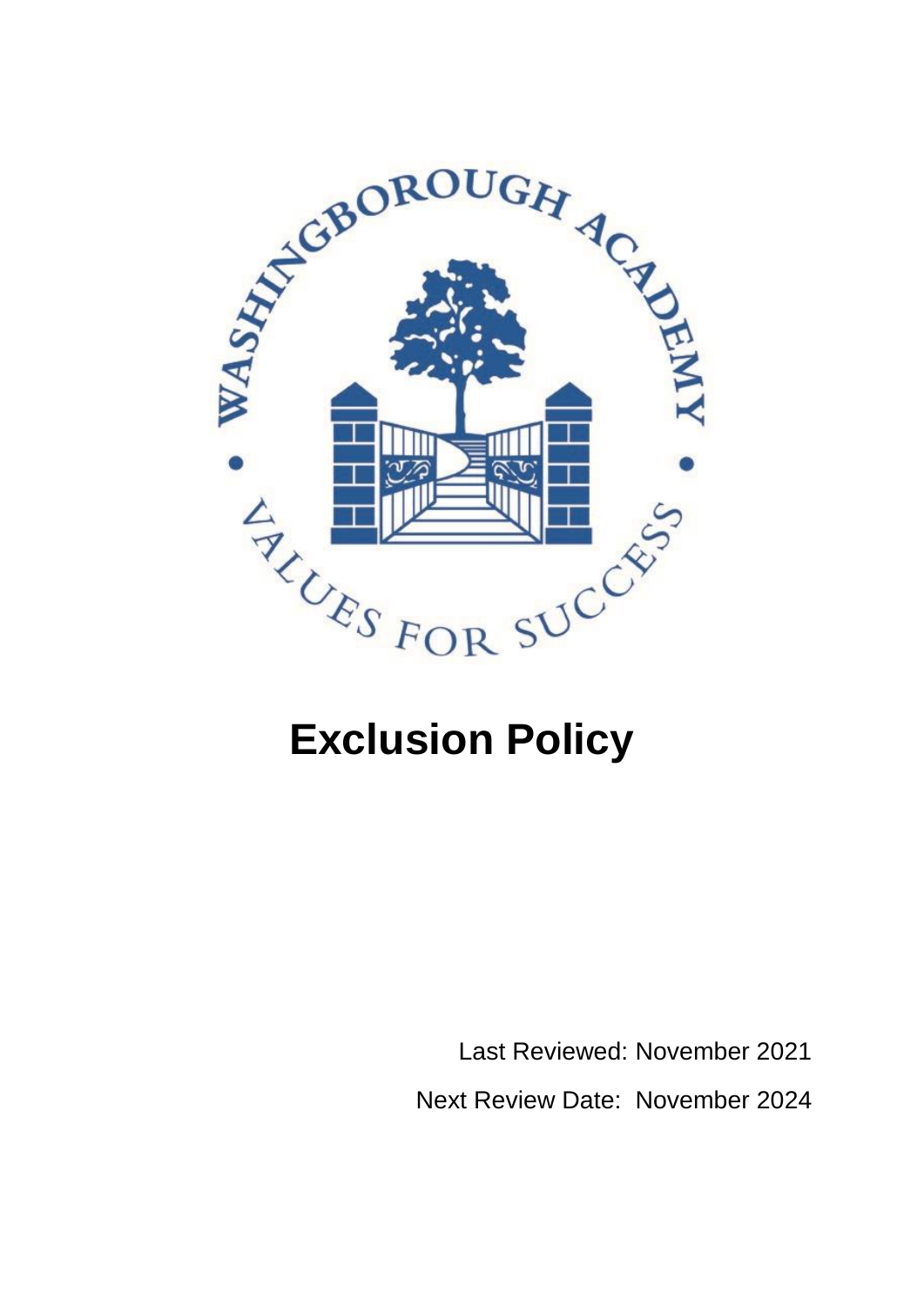# Exclusion Policy

Last Reviewed: November 2021

Next Review Date: November 2024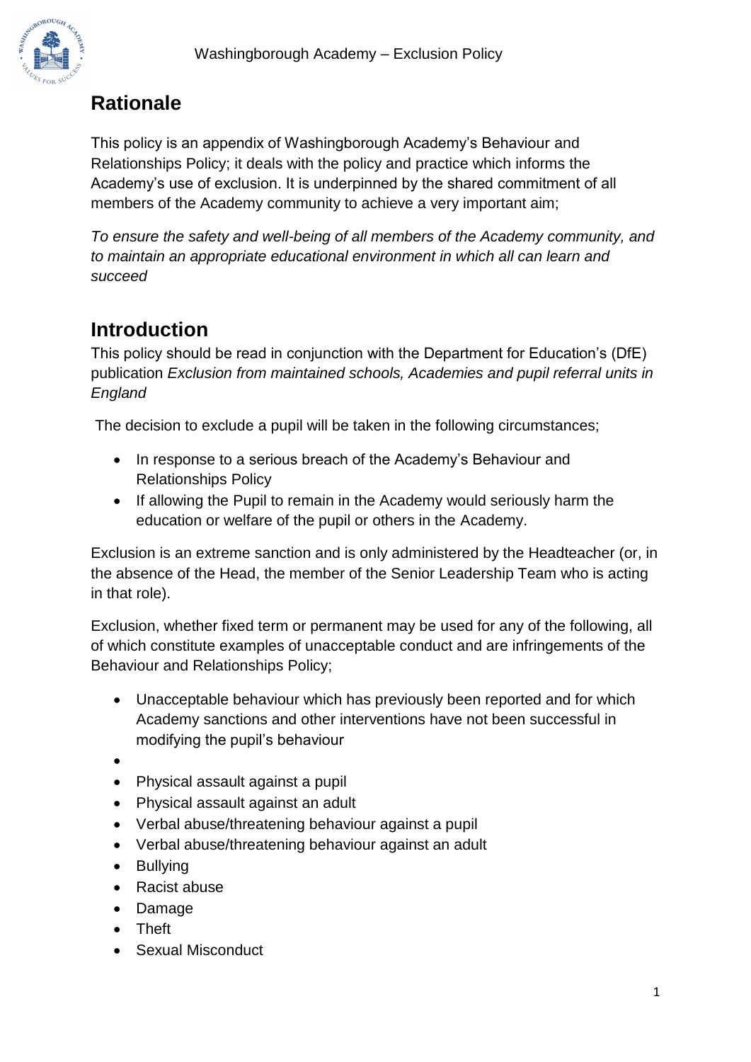## Rationale

This policy is an appendix of Washingborough Academy's Behaviour and Relationships Policy; it deals with the policy and practice which informs the Academy's use of exclusion. It is underpinned by the shared commitment of all members of the Academy community to achieve a very important aim;

*To ensure the safety and well-being of all members of the Academy community, and to maintain an appropriate educational environment in which all can learn and succeed*

## Introduction

This policy should be read in conjunction with the Department for Education's (DfE) publication *Exclusion from maintained schools, Academies and pupil referral units in England*

The decision to exclude a pupil will be taken in the following circumstances;

- In response to a serious breach of the Academy's Behaviour and Relationships Policy
- If allowing the Pupil to remain in the Academy would seriously harm the education or welfare of the pupil or others in the Academy.

Exclusion is an extreme sanction and is only administered by the Headteacher (or, in the absence of the Head, the member of the Senior Leadership Team who is acting in that role).

Exclusion, whether fixed term or permanent may be used for any of the following, all of which constitute examples of unacceptable conduct and are infringements of the Behaviour and Relationships Policy;

- Unacceptable behaviour which has previously been reported and for which Academy sanctions and other interventions have not been successful in modifying the pupil's behaviour
- 
- Physical assault against a pupil
- Physical assault against an adult
- Verbal abuse/threatening behaviour against a pupil
- Verbal abuse/threatening behaviour against an adult
- Bullying
- Racist abuse
- Damage
- Theft
- Sexual Misconduct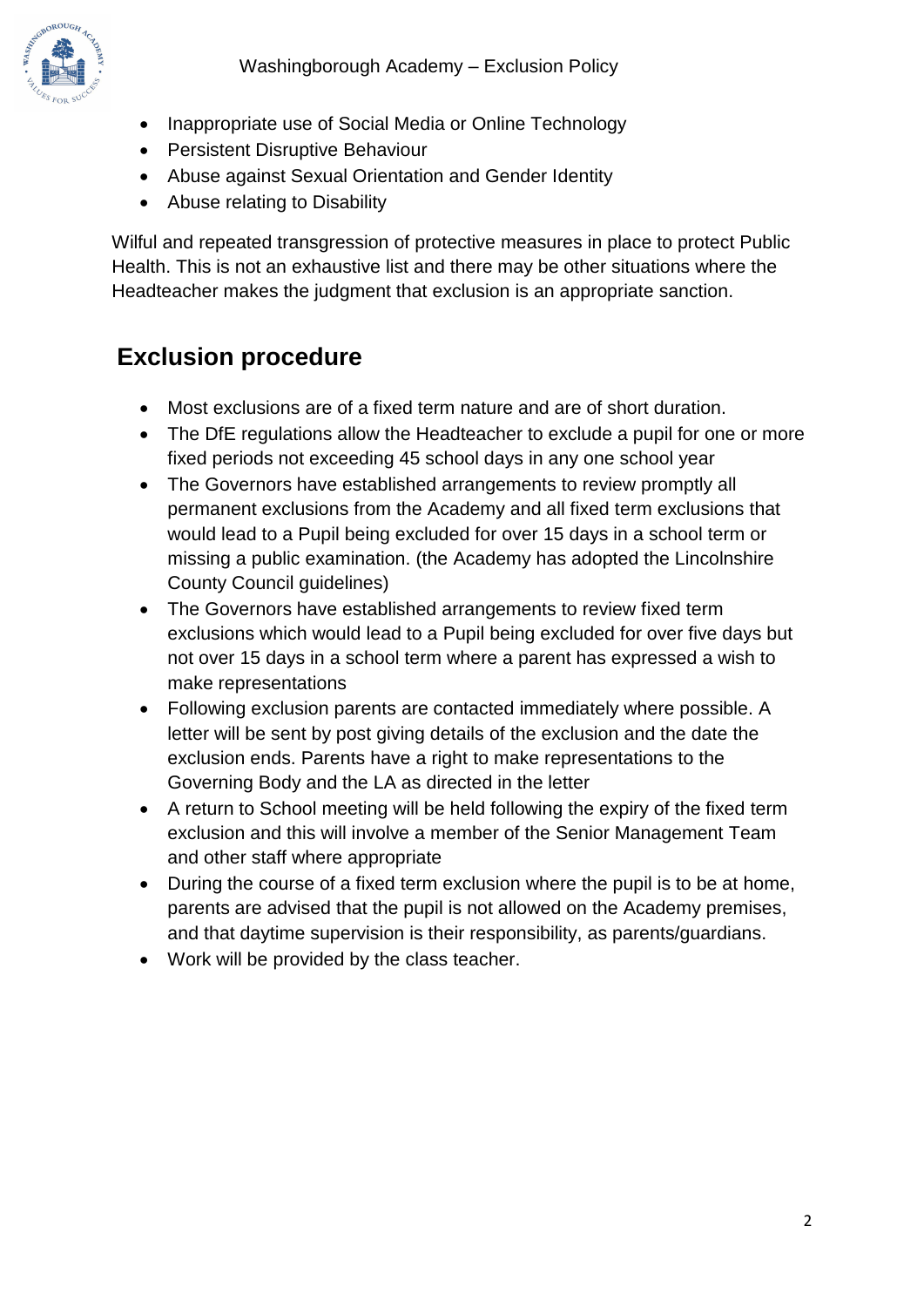- Inappropriate use of Social Media or Online Technology
- Persistent Disruptive Behaviour
- Abuse against Sexual Orientation and Gender Identity
- Abuse relating to Disability

Wilful and repeated transgression of protective measures in place to protect Public Health. This is not an exhaustive list and there may be other situations where the Headteacher makes the judgment that exclusion is an appropriate sanction.

## Exclusion procedure

- Most exclusions are of a fixed term nature and are of short duration.
- The DfE regulations allow the Headteacher to exclude a pupil for one or more fixed periods not exceeding 45 school days in any one school year
- The Governors have established arrangements to review promptly all permanent exclusions from the Academy and all fixed term exclusions that would lead to a Pupil being excluded for over 15 days in a school term or missing a public examination. (the Academy has adopted the Lincolnshire County Council guidelines)
- The Governors have established arrangements to review fixed term exclusions which would lead to a Pupil being excluded for over five days but not over 15 days in a school term where a parent has expressed a wish to make representations
- Following exclusion parents are contacted immediately where possible. A letter will be sent by post giving details of the exclusion and the date the exclusion ends. Parents have a right to make representations to the Governing Body and the LA as directed in the letter
- A return to School meeting will be held following the expiry of the fixed term exclusion and this will involve a member of the Senior Management Team and other staff where appropriate
- During the course of a fixed term exclusion where the pupil is to be at home, parents are advised that the pupil is not allowed on the Academy premises, and that daytime supervision is their responsibility, as parents/guardians.
- Work will be provided by the class teacher.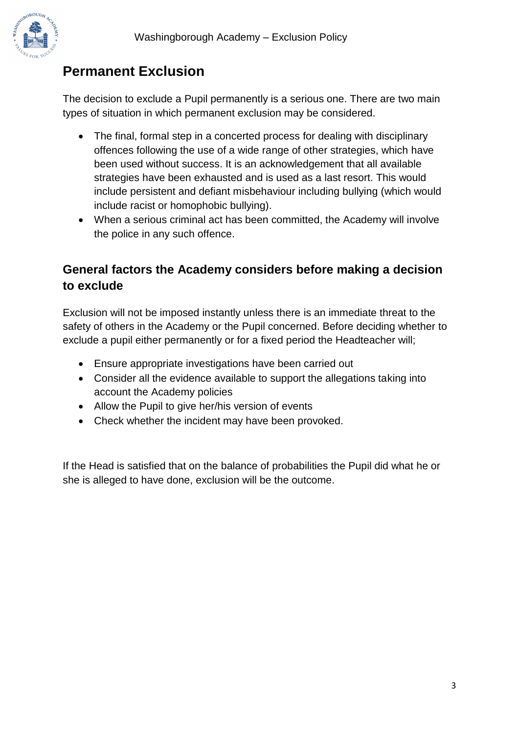# Permanent Exclusion

The decision to exclude a Pupil permanently is a serious one. There are two main types of situation in which permanent exclusion may be considered.

- The final, formal step in a concerted process for dealing with disciplinary offences following the use of a wide range of other strategies, which have been used without success. It is an acknowledgement that all available strategies have been exhausted and is used as a last resort. This would include persistent and defiant misbehaviour including bullying (which would include racist or homophobic bullying).
- When a serious criminal act has been committed, the Academy will involve the police in any such offence.

## General factors the Academy considers before making a decision to exclude

Exclusion will not be imposed instantly unless there is an immediate threat to the safety of others in the Academy or the Pupil concerned. Before deciding whether to exclude a pupil either permanently or for a fixed period the Headteacher will;

- Ensure appropriate investigations have been carried out
- Consider all the evidence available to support the allegations taking into account the Academy policies
- Allow the Pupil to give her/his version of events
- Check whether the incident may have been provoked.

If the Head is satisfied that on the balance of probabilities the Pupil did what he or she is alleged to have done, exclusion will be the outcome.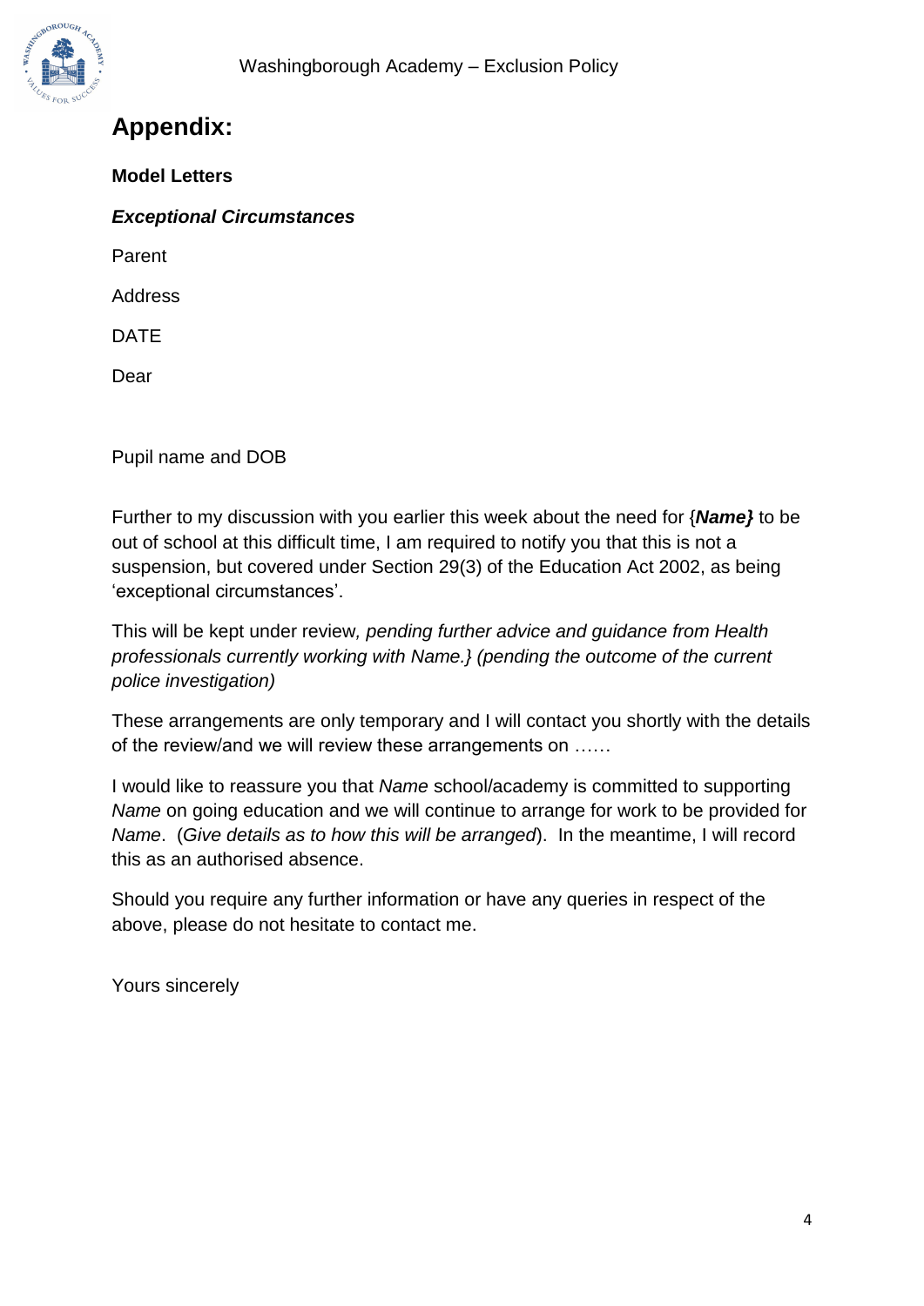# Appendix:

**Model Letters**

***Exceptional Circumstances***

Parent

Address

DATE

Dear

Pupil name and DOB

Further to my discussion with you earlier this week about the need for {***Name}*** to be out of school at this difficult time, I am required to notify you that this is not a suspension, but covered under Section 29(3) of the Education Act 2002, as being 'exceptional circumstances'.

This will be kept under review*, pending further advice and guidance from Health professionals currently working with Name.} (pending the outcome of the current police investigation)*

These arrangements are only temporary and I will contact you shortly with the details of the review/and we will review these arrangements on ……

I would like to reassure you that *Name* school/academy is committed to supporting *Name* on going education and we will continue to arrange for work to be provided for *Name*. (*Give details as to how this will be arranged*). In the meantime, I will record this as an authorised absence.

Should you require any further information or have any queries in respect of the above, please do not hesitate to contact me.

Yours sincerely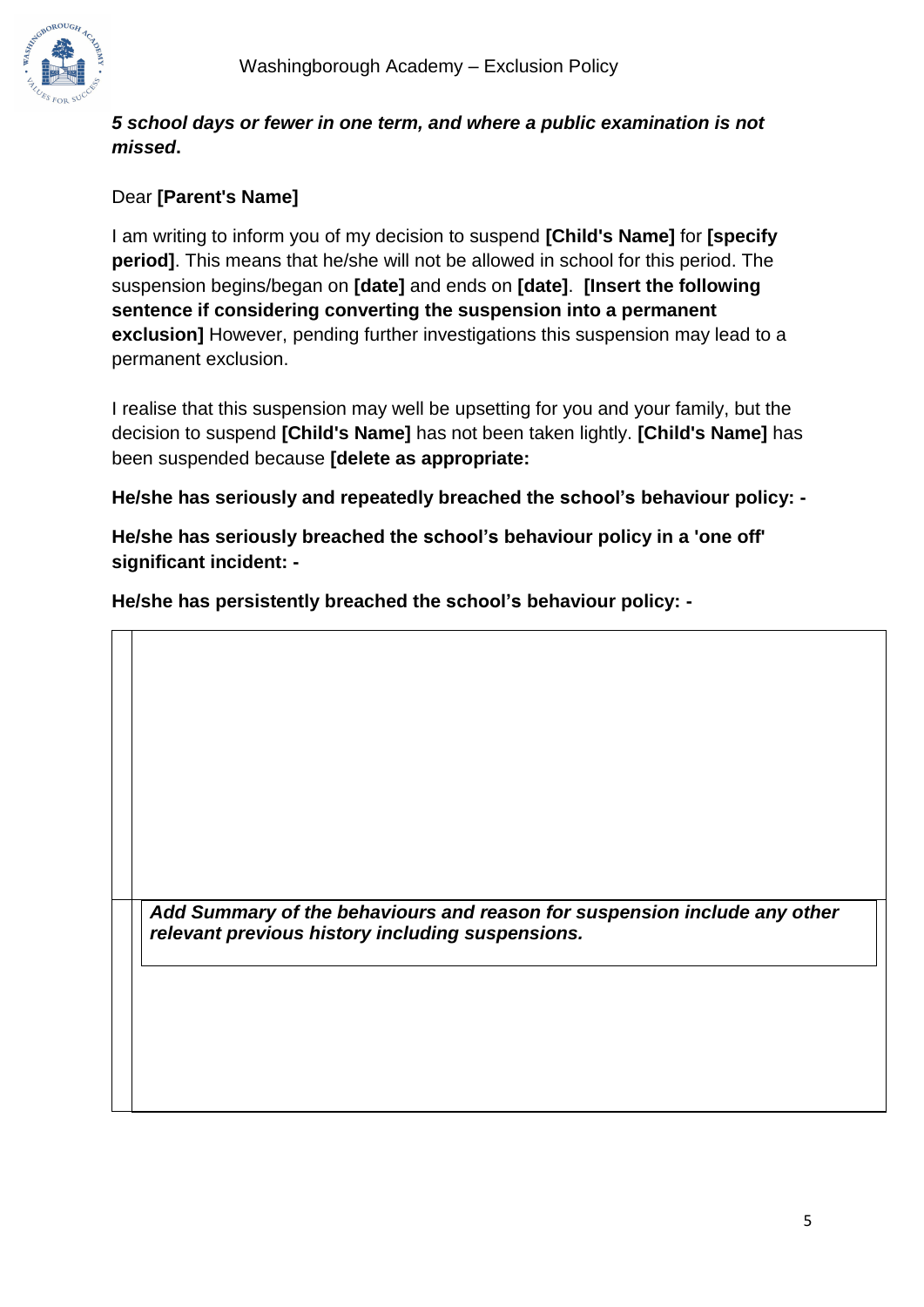***5 school days or fewer in one term, and where a public examination is not missed*.**

Dear **[Parent's Name]**

I am writing to inform you of my decision to suspend **[Child's Name]** for **[specify period]**. This means that he/she will not be allowed in school for this period. The suspension begins/began on **[date]** and ends on **[date]**. **[Insert the following sentence if considering converting the suspension into a permanent exclusion]** However, pending further investigations this suspension may lead to a permanent exclusion.

I realise that this suspension may well be upsetting for you and your family, but the decision to suspend **[Child's Name]** has not been taken lightly. **[Child's Name]** has been suspended because **[delete as appropriate:**

**He/she has seriously and repeatedly breached the school's behaviour policy: -**

**He/she has seriously breached the school's behaviour policy in a 'one off' significant incident: -**

**He/she has persistently breached the school's behaviour policy: -**

| |
|---|
| ***Add Summary of the behaviours and reason for suspension include any other relevant previous history including suspensions.*** |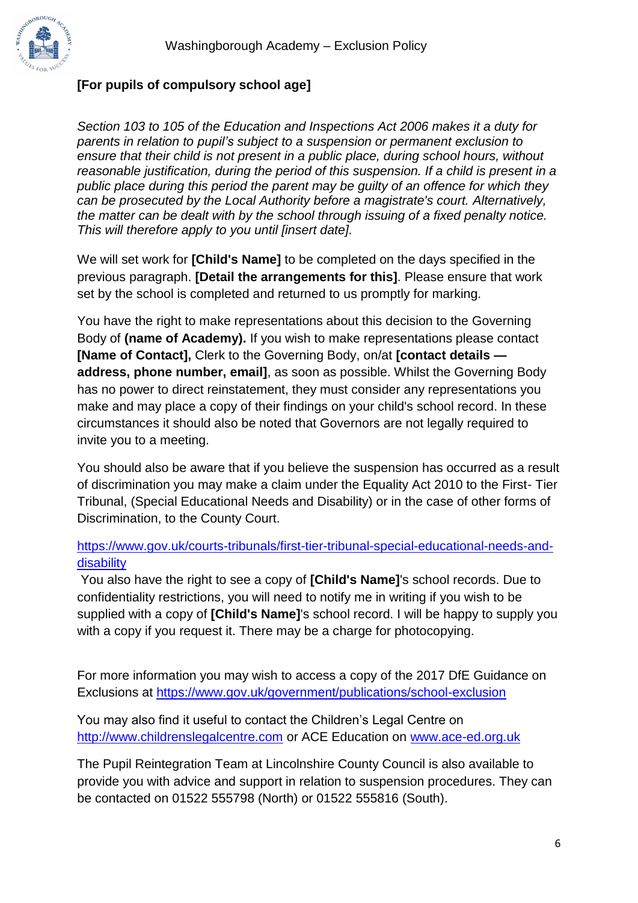**[For pupils of compulsory school age]**

*Section 103 to 105 of the Education and Inspections Act 2006 makes it a duty for parents in relation to pupil's subject to a suspension or permanent exclusion to ensure that their child is not present in a public place, during school hours, without reasonable justification, during the period of this suspension. If a child is present in a public place during this period the parent may be guilty of an offence for which they can be prosecuted by the Local Authority before a magistrate's court. Alternatively, the matter can be dealt with by the school through issuing of a fixed penalty notice. This will therefore apply to you until [insert date].*

We will set work for **[Child's Name]** to be completed on the days specified in the previous paragraph. **[Detail the arrangements for this]**. Please ensure that work set by the school is completed and returned to us promptly for marking.

You have the right to make representations about this decision to the Governing Body of **(name of Academy).** If you wish to make representations please contact **[Name of Contact],** Clerk to the Governing Body, on/at **[contact details — address, phone number, email]**, as soon as possible. Whilst the Governing Body has no power to direct reinstatement, they must consider any representations you make and may place a copy of their findings on your child's school record. In these circumstances it should also be noted that Governors are not legally required to invite you to a meeting.

You should also be aware that if you believe the suspension has occurred as a result of discrimination you may make a claim under the Equality Act 2010 to the First- Tier Tribunal, (Special Educational Needs and Disability) or in the case of other forms of Discrimination, to the County Court.

https://www.gov.uk/courts-tribunals/first-tier-tribunal-special-educational-needs-and-disability

You also have the right to see a copy of **[Child's Name]**'s school records. Due to confidentiality restrictions, you will need to notify me in writing if you wish to be supplied with a copy of **[Child's Name]**'s school record. I will be happy to supply you with a copy if you request it. There may be a charge for photocopying.

For more information you may wish to access a copy of the 2017 DfE Guidance on Exclusions at https://www.gov.uk/government/publications/school-exclusion

You may also find it useful to contact the Children's Legal Centre on http://www.childrenslegalcentre.com or ACE Education on www.ace-ed.org.uk

The Pupil Reintegration Team at Lincolnshire County Council is also available to provide you with advice and support in relation to suspension procedures. They can be contacted on 01522 555798 (North) or 01522 555816 (South).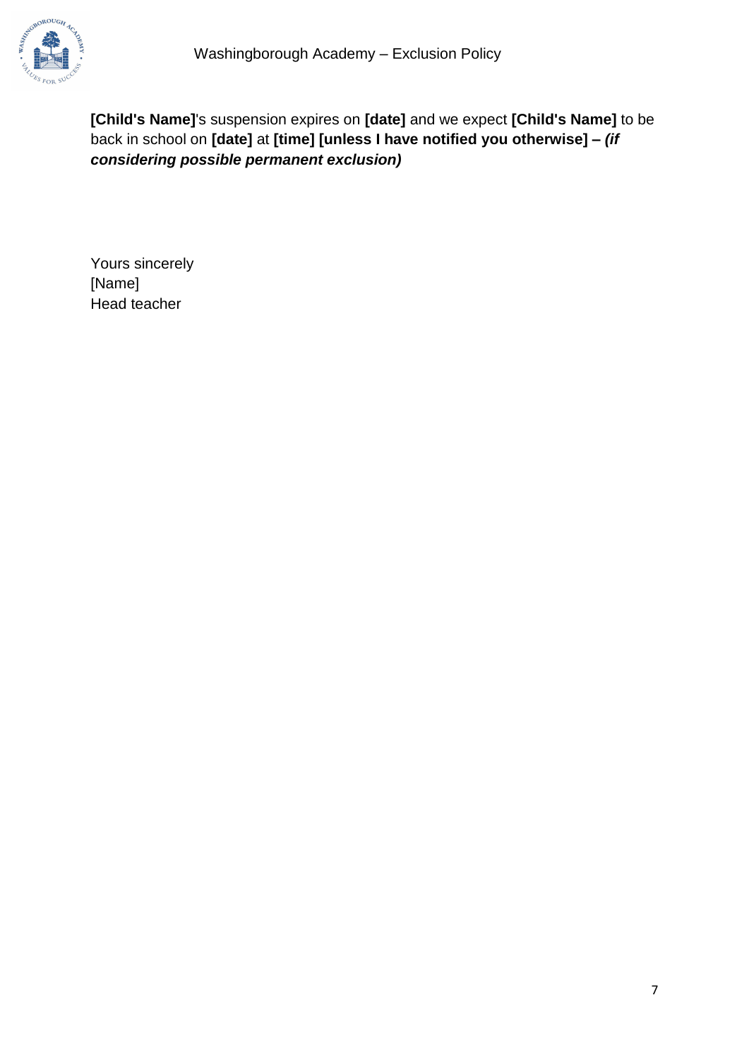**[Child's Name]**'s suspension expires on **[date]** and we expect **[Child's Name]** to be back in school on **[date]** at **[time] [unless I have notified you otherwise] –** ***(if considering possible permanent exclusion)***

Yours sincerely
[Name]
Head teacher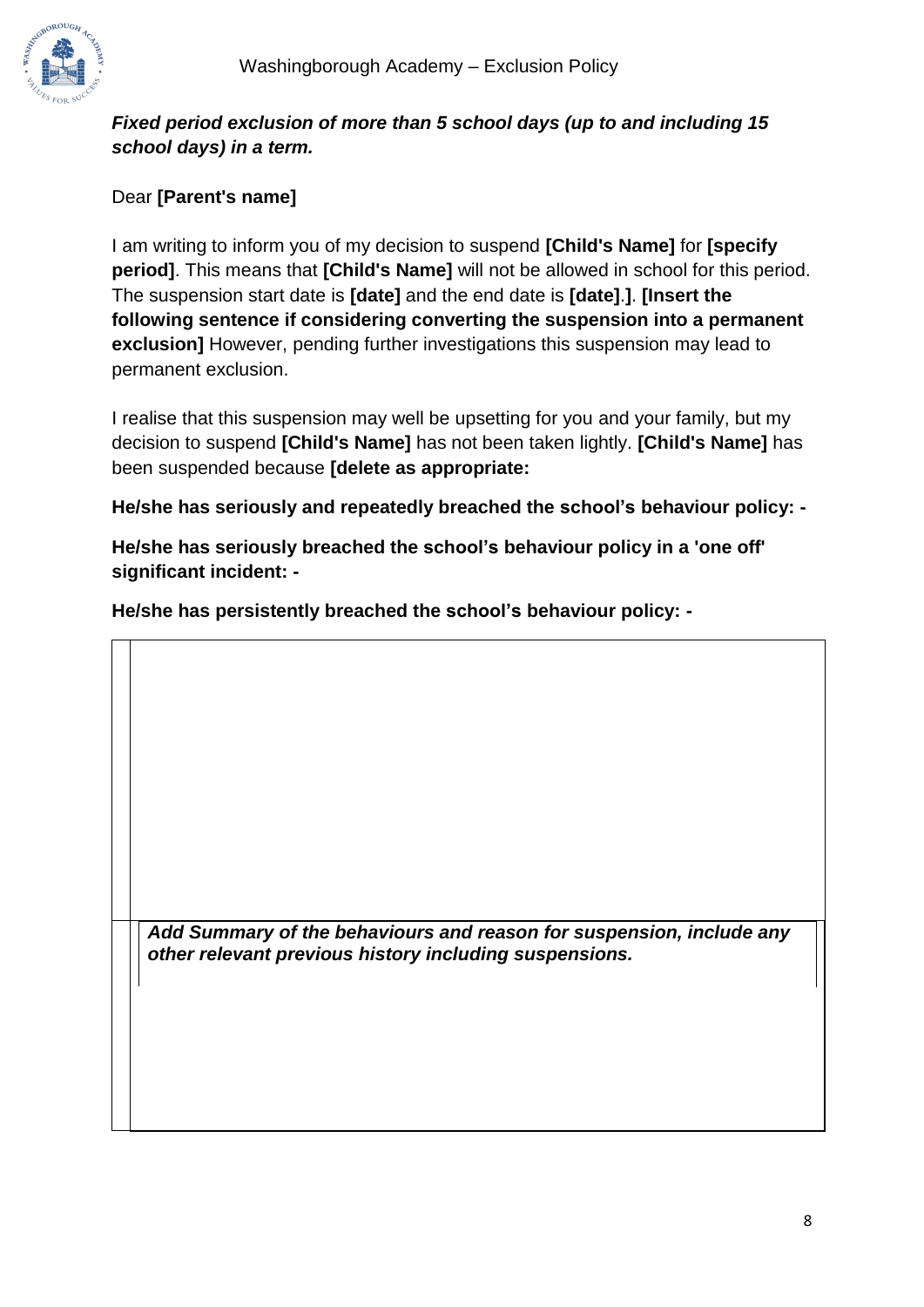***Fixed period exclusion of more than 5 school days (up to and including 15 school days) in a term.***

Dear **[Parent's name]**

I am writing to inform you of my decision to suspend **[Child's Name]** for **[specify period]**. This means that **[Child's Name]** will not be allowed in school for this period. The suspension start date is **[date]** and the end date is **[date]**.**]**. **[Insert the following sentence if considering converting the suspension into a permanent exclusion]** However, pending further investigations this suspension may lead to permanent exclusion.

I realise that this suspension may well be upsetting for you and your family, but my decision to suspend **[Child's Name]** has not been taken lightly. **[Child's Name]** has been suspended because **[delete as appropriate:**

**He/she has seriously and repeatedly breached the school's behaviour policy: -**

**He/she has seriously breached the school's behaviour policy in a 'one off' significant incident: -**

**He/she has persistently breached the school's behaviour policy: -**

| |
|---|
| ***Add Summary of the behaviours and reason for suspension, include any other relevant previous history including suspensions.*** |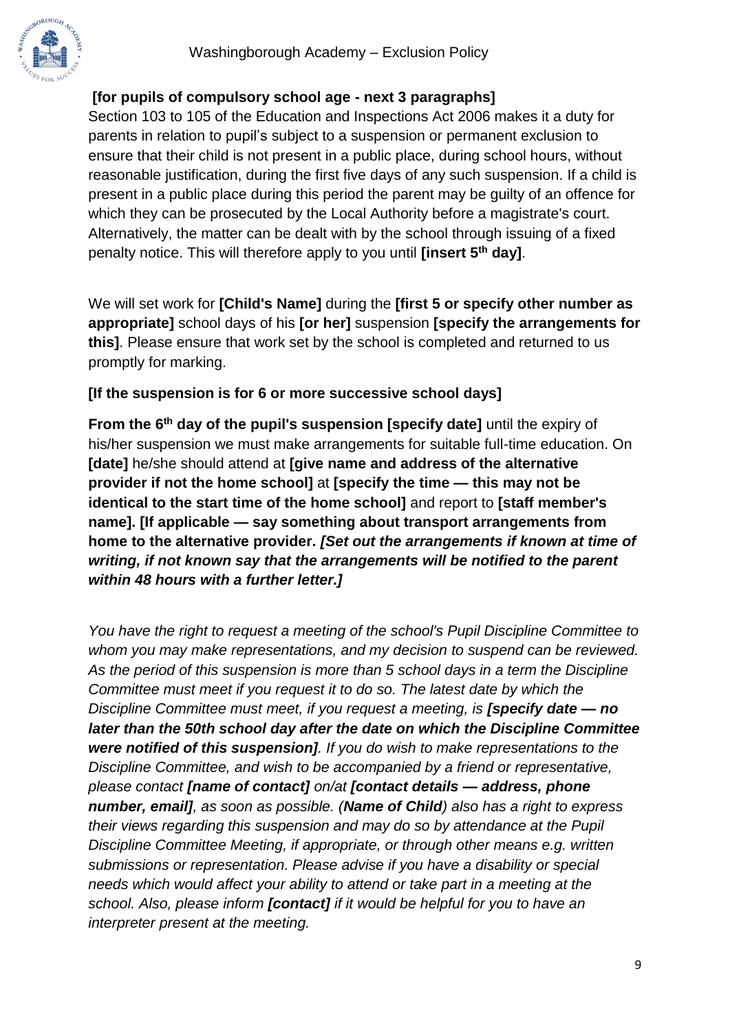**[for pupils of compulsory school age - next 3 paragraphs]**

Section 103 to 105 of the Education and Inspections Act 2006 makes it a duty for parents in relation to pupil's subject to a suspension or permanent exclusion to ensure that their child is not present in a public place, during school hours, without reasonable justification, during the first five days of any such suspension. If a child is present in a public place during this period the parent may be guilty of an offence for which they can be prosecuted by the Local Authority before a magistrate's court. Alternatively, the matter can be dealt with by the school through issuing of a fixed penalty notice. This will therefore apply to you until **[insert 5th day]**.

We will set work for **[Child's Name]** during the **[first 5 or specify other number as appropriate]** school days of his **[or her]** suspension **[specify the arrangements for this]**. Please ensure that work set by the school is completed and returned to us promptly for marking.

**[If the suspension is for 6 or more successive school days]**

**From the 6th day of the pupil's suspension [specify date]** until the expiry of his/her suspension we must make arrangements for suitable full-time education. On **[date]** he/she should attend at **[give name and address of the alternative provider if not the home school]** at **[specify the time — this may not be identical to the start time of the home school]** and report to **[staff member's name]. [If applicable — say something about transport arrangements from home to the alternative provider.** ***[Set out the arrangements if known at time of writing, if not known say that the arrangements will be notified to the parent within 48 hours with a further letter.]***

*You have the right to request a meeting of the school's Pupil Discipline Committee to whom you may make representations, and my decision to suspend can be reviewed. As the period of this suspension is more than 5 school days in a term the Discipline Committee must meet if you request it to do so. The latest date by which the Discipline Committee must meet, if you request a meeting, is* ***[specify date — no later than the 50th school day after the date on which the Discipline Committee were notified of this suspension]****. If you do wish to make representations to the Discipline Committee, and wish to be accompanied by a friend or representative, please contact* ***[name of contact]*** *on/at* ***[contact details — address, phone number, email]****, as soon as possible. (****Name of Child****) also has a right to express their views regarding this suspension and may do so by attendance at the Pupil Discipline Committee Meeting, if appropriate, or through other means e.g. written submissions or representation. Please advise if you have a disability or special needs which would affect your ability to attend or take part in a meeting at the school. Also, please inform* ***[contact]*** *if it would be helpful for you to have an interpreter present at the meeting.*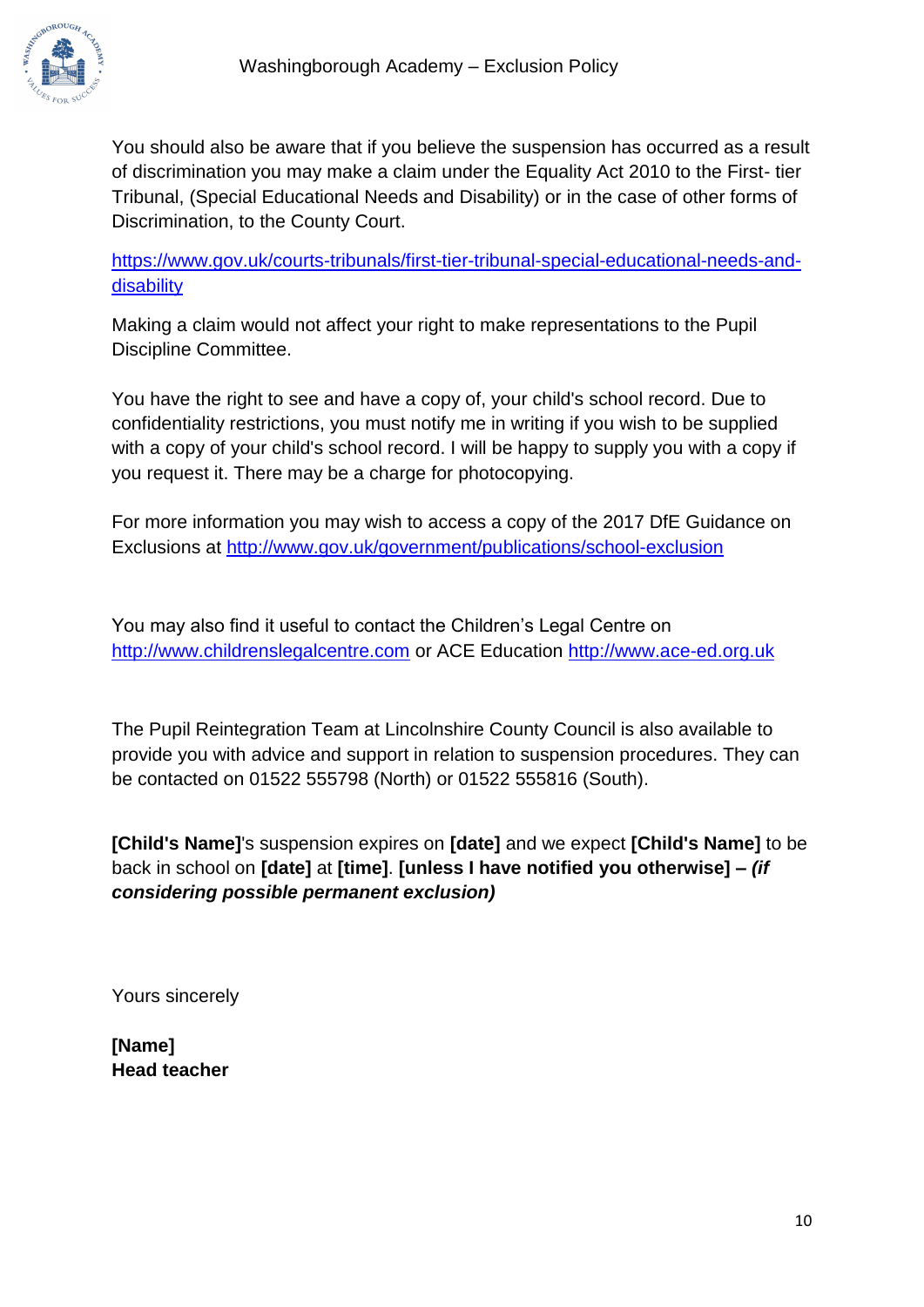You should also be aware that if you believe the suspension has occurred as a result of discrimination you may make a claim under the Equality Act 2010 to the First- tier Tribunal, (Special Educational Needs and Disability) or in the case of other forms of Discrimination, to the County Court.

https://www.gov.uk/courts-tribunals/first-tier-tribunal-special-educational-needs-and-disability

Making a claim would not affect your right to make representations to the Pupil Discipline Committee.

You have the right to see and have a copy of, your child's school record. Due to confidentiality restrictions, you must notify me in writing if you wish to be supplied with a copy of your child's school record. I will be happy to supply you with a copy if you request it. There may be a charge for photocopying.

For more information you may wish to access a copy of the 2017 DfE Guidance on Exclusions at http://www.gov.uk/government/publications/school-exclusion

You may also find it useful to contact the Children's Legal Centre on http://www.childrenslegalcentre.com or ACE Education http://www.ace-ed.org.uk

The Pupil Reintegration Team at Lincolnshire County Council is also available to provide you with advice and support in relation to suspension procedures. They can be contacted on 01522 555798 (North) or 01522 555816 (South).

**[Child's Name]**'s suspension expires on **[date]** and we expect **[Child's Name]** to be back in school on **[date]** at **[time]**. **[unless I have notified you otherwise] –** ***(if considering possible permanent exclusion)***

Yours sincerely

**[Name]**
**Head teacher**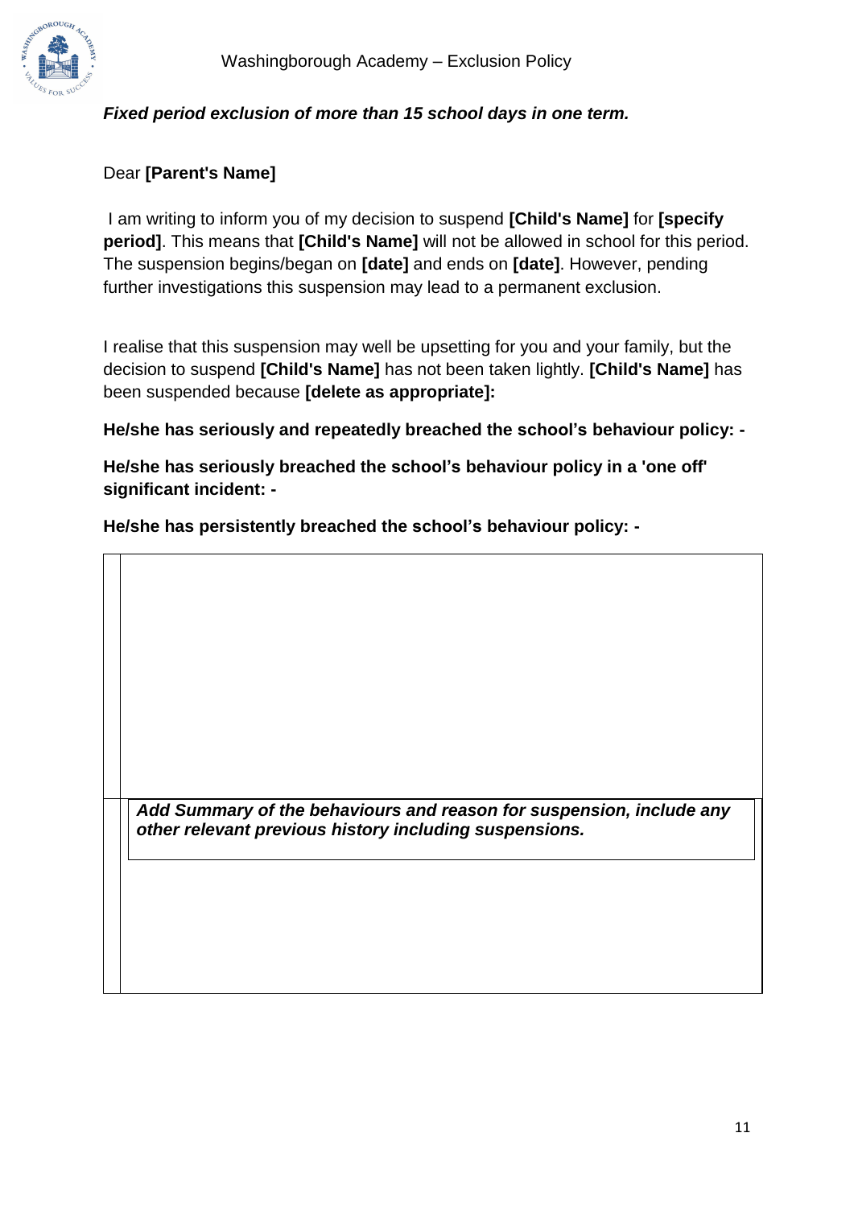***Fixed period exclusion of more than 15 school days in one term.***

Dear **[Parent's Name]**

I am writing to inform you of my decision to suspend **[Child's Name]** for **[specify period]**. This means that **[Child's Name]** will not be allowed in school for this period. The suspension begins/began on **[date]** and ends on **[date]**. However, pending further investigations this suspension may lead to a permanent exclusion.

I realise that this suspension may well be upsetting for you and your family, but the decision to suspend **[Child's Name]** has not been taken lightly. **[Child's Name]** has been suspended because **[delete as appropriate]:**

**He/she has seriously and repeatedly breached the school's behaviour policy: -**

**He/she has seriously breached the school's behaviour policy in a 'one off' significant incident: -**

**He/she has persistently breached the school's behaviour policy: -**

| |
|---|
| ***Add Summary of the behaviours and reason for suspension, include any other relevant previous history including suspensions.*** |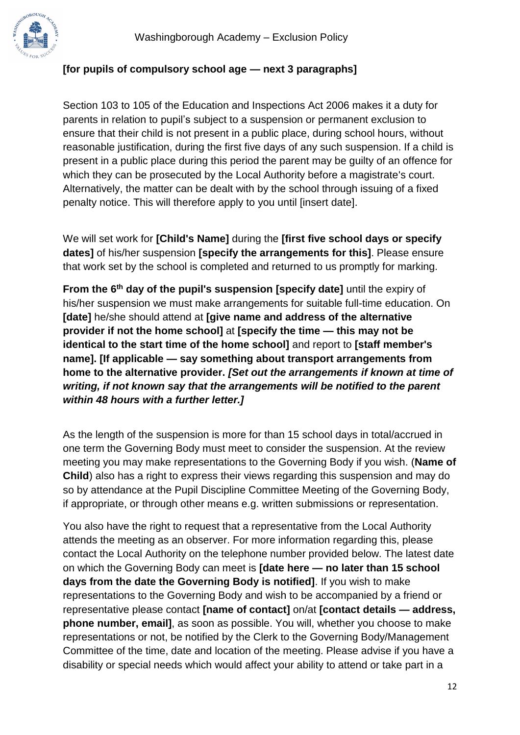**[for pupils of compulsory school age — next 3 paragraphs]**

Section 103 to 105 of the Education and Inspections Act 2006 makes it a duty for parents in relation to pupil's subject to a suspension or permanent exclusion to ensure that their child is not present in a public place, during school hours, without reasonable justification, during the first five days of any such suspension. If a child is present in a public place during this period the parent may be guilty of an offence for which they can be prosecuted by the Local Authority before a magistrate's court. Alternatively, the matter can be dealt with by the school through issuing of a fixed penalty notice. This will therefore apply to you until [insert date].

We will set work for **[Child's Name]** during the **[first five school days or specify dates]** of his/her suspension **[specify the arrangements for this]**. Please ensure that work set by the school is completed and returned to us promptly for marking.

**From the 6th day of the pupil's suspension [specify date]** until the expiry of his/her suspension we must make arrangements for suitable full-time education. On **[date]** he/she should attend at **[give name and address of the alternative provider if not the home school]** at **[specify the time — this may not be identical to the start time of the home school]** and report to **[staff member's name]. [If applicable — say something about transport arrangements from home to the alternative provider.** ***[Set out the arrangements if known at time of writing, if not known say that the arrangements will be notified to the parent within 48 hours with a further letter.]***

As the length of the suspension is more for than 15 school days in total/accrued in one term the Governing Body must meet to consider the suspension. At the review meeting you may make representations to the Governing Body if you wish. (**Name of Child**) also has a right to express their views regarding this suspension and may do so by attendance at the Pupil Discipline Committee Meeting of the Governing Body, if appropriate, or through other means e.g. written submissions or representation.

You also have the right to request that a representative from the Local Authority attends the meeting as an observer. For more information regarding this, please contact the Local Authority on the telephone number provided below. The latest date on which the Governing Body can meet is **[date here — no later than 15 school days from the date the Governing Body is notified]**. If you wish to make representations to the Governing Body and wish to be accompanied by a friend or representative please contact **[name of contact]** on/at **[contact details — address, phone number, email]**, as soon as possible. You will, whether you choose to make representations or not, be notified by the Clerk to the Governing Body/Management Committee of the time, date and location of the meeting. Please advise if you have a disability or special needs which would affect your ability to attend or take part in a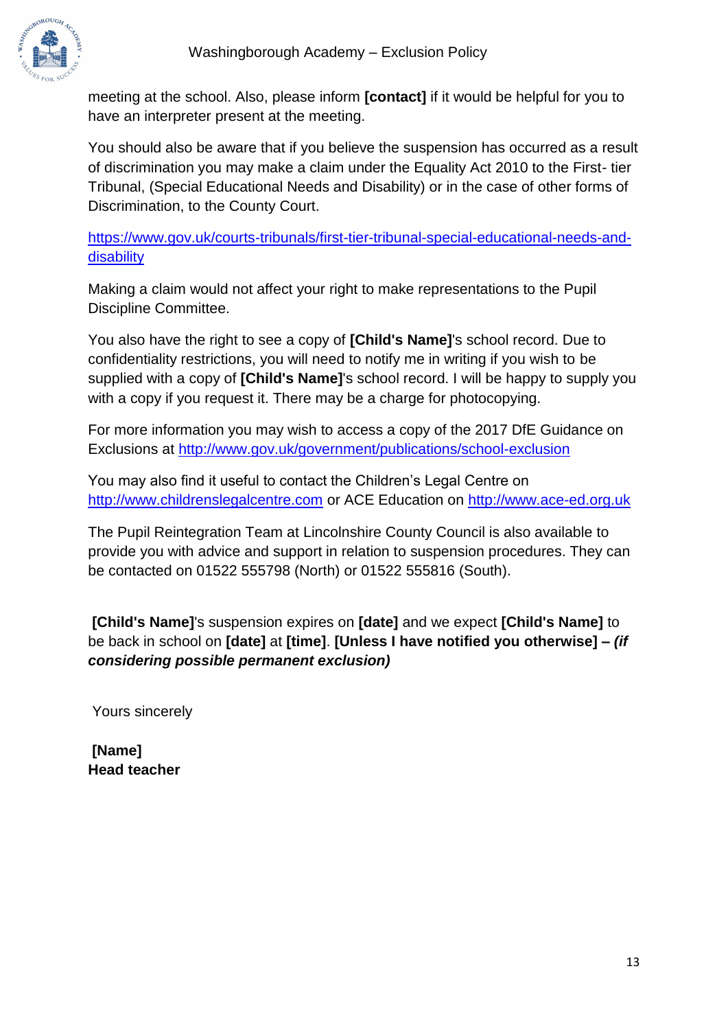meeting at the school. Also, please inform **[contact]** if it would be helpful for you to have an interpreter present at the meeting.

You should also be aware that if you believe the suspension has occurred as a result of discrimination you may make a claim under the Equality Act 2010 to the First- tier Tribunal, (Special Educational Needs and Disability) or in the case of other forms of Discrimination, to the County Court.

https://www.gov.uk/courts-tribunals/first-tier-tribunal-special-educational-needs-and-disability

Making a claim would not affect your right to make representations to the Pupil Discipline Committee.

You also have the right to see a copy of **[Child's Name]**'s school record. Due to confidentiality restrictions, you will need to notify me in writing if you wish to be supplied with a copy of **[Child's Name]**'s school record. I will be happy to supply you with a copy if you request it. There may be a charge for photocopying.

For more information you may wish to access a copy of the 2017 DfE Guidance on Exclusions at http://www.gov.uk/government/publications/school-exclusion

You may also find it useful to contact the Children's Legal Centre on http://www.childrenslegalcentre.com or ACE Education on http://www.ace-ed.org.uk

The Pupil Reintegration Team at Lincolnshire County Council is also available to provide you with advice and support in relation to suspension procedures. They can be contacted on 01522 555798 (North) or 01522 555816 (South).

**[Child's Name]**'s suspension expires on **[date]** and we expect **[Child's Name]** to be back in school on **[date]** at **[time]**. **[Unless I have notified you otherwise] –** ***(if considering possible permanent exclusion)***

Yours sincerely

**[Name]**
**Head teacher**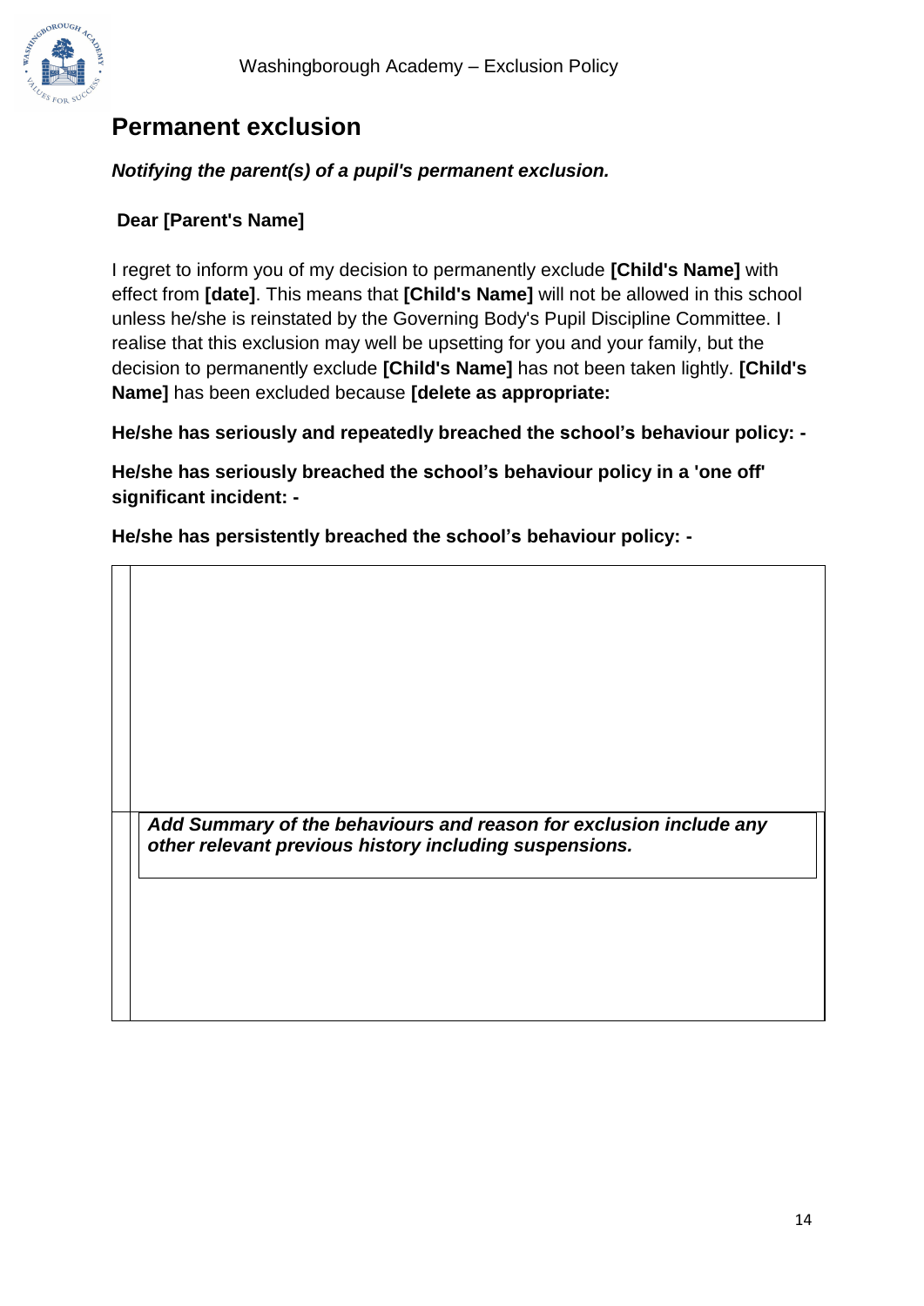## Permanent exclusion

***Notifying the parent(s) of a pupil's permanent exclusion.***

**Dear [Parent's Name]**

I regret to inform you of my decision to permanently exclude **[Child's Name]** with effect from **[date]**. This means that **[Child's Name]** will not be allowed in this school unless he/she is reinstated by the Governing Body's Pupil Discipline Committee. I realise that this exclusion may well be upsetting for you and your family, but the decision to permanently exclude **[Child's Name]** has not been taken lightly. **[Child's Name]** has been excluded because **[delete as appropriate:**

**He/she has seriously and repeatedly breached the school's behaviour policy: -**

**He/she has seriously breached the school's behaviour policy in a 'one off' significant incident: -**

**He/she has persistently breached the school's behaviour policy: -**

| | |
|---|---|
| | ***Add Summary of the behaviours and reason for exclusion include any other relevant previous history including suspensions.*** |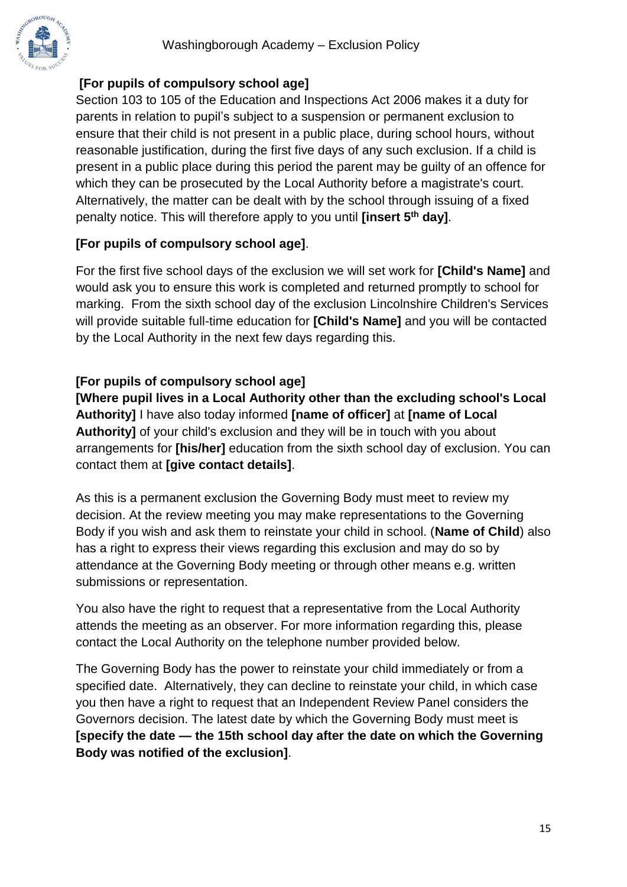**[For pupils of compulsory school age]**

Section 103 to 105 of the Education and Inspections Act 2006 makes it a duty for parents in relation to pupil's subject to a suspension or permanent exclusion to ensure that their child is not present in a public place, during school hours, without reasonable justification, during the first five days of any such exclusion. If a child is present in a public place during this period the parent may be guilty of an offence for which they can be prosecuted by the Local Authority before a magistrate's court. Alternatively, the matter can be dealt with by the school through issuing of a fixed penalty notice. This will therefore apply to you until **[insert 5th day]**.

**[For pupils of compulsory school age]**.

For the first five school days of the exclusion we will set work for **[Child's Name]** and would ask you to ensure this work is completed and returned promptly to school for marking. From the sixth school day of the exclusion Lincolnshire Children's Services will provide suitable full-time education for **[Child's Name]** and you will be contacted by the Local Authority in the next few days regarding this.

**[For pupils of compulsory school age]**

**[Where pupil lives in a Local Authority other than the excluding school's Local Authority]** I have also today informed **[name of officer]** at **[name of Local Authority]** of your child's exclusion and they will be in touch with you about arrangements for **[his/her]** education from the sixth school day of exclusion. You can contact them at **[give contact details]**.

As this is a permanent exclusion the Governing Body must meet to review my decision. At the review meeting you may make representations to the Governing Body if you wish and ask them to reinstate your child in school. (**Name of Child**) also has a right to express their views regarding this exclusion and may do so by attendance at the Governing Body meeting or through other means e.g. written submissions or representation.

You also have the right to request that a representative from the Local Authority attends the meeting as an observer. For more information regarding this, please contact the Local Authority on the telephone number provided below.

The Governing Body has the power to reinstate your child immediately or from a specified date. Alternatively, they can decline to reinstate your child, in which case you then have a right to request that an Independent Review Panel considers the Governors decision. The latest date by which the Governing Body must meet is **[specify the date — the 15th school day after the date on which the Governing Body was notified of the exclusion]**.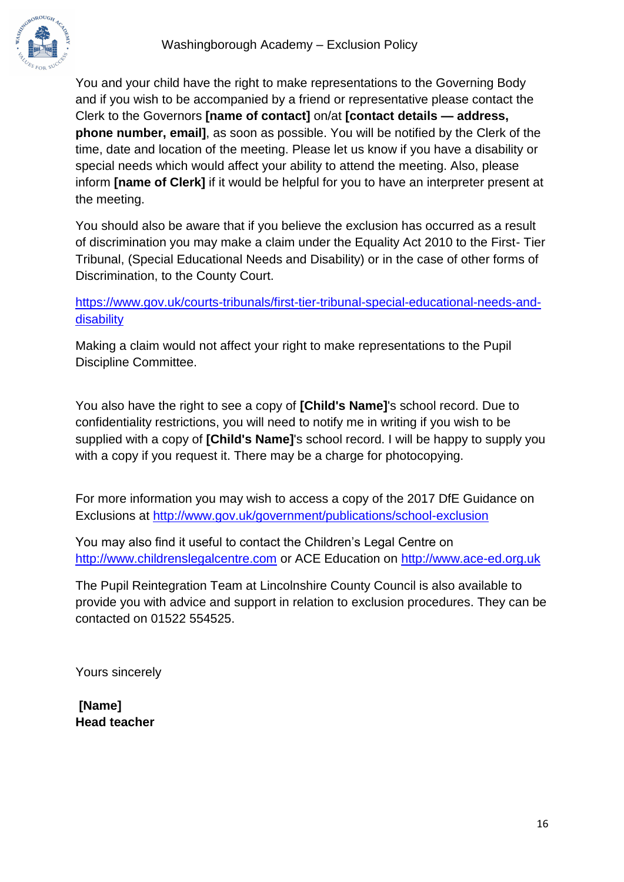You and your child have the right to make representations to the Governing Body and if you wish to be accompanied by a friend or representative please contact the Clerk to the Governors **[name of contact]** on/at **[contact details — address, phone number, email]**, as soon as possible. You will be notified by the Clerk of the time, date and location of the meeting. Please let us know if you have a disability or special needs which would affect your ability to attend the meeting. Also, please inform **[name of Clerk]** if it would be helpful for you to have an interpreter present at the meeting.

You should also be aware that if you believe the exclusion has occurred as a result of discrimination you may make a claim under the Equality Act 2010 to the First- Tier Tribunal, (Special Educational Needs and Disability) or in the case of other forms of Discrimination, to the County Court.

https://www.gov.uk/courts-tribunals/first-tier-tribunal-special-educational-needs-and-disability

Making a claim would not affect your right to make representations to the Pupil Discipline Committee.

You also have the right to see a copy of **[Child's Name]**'s school record. Due to confidentiality restrictions, you will need to notify me in writing if you wish to be supplied with a copy of **[Child's Name]**'s school record. I will be happy to supply you with a copy if you request it. There may be a charge for photocopying.

For more information you may wish to access a copy of the 2017 DfE Guidance on Exclusions at http://www.gov.uk/government/publications/school-exclusion

You may also find it useful to contact the Children's Legal Centre on http://www.childrenslegalcentre.com or ACE Education on http://www.ace-ed.org.uk

The Pupil Reintegration Team at Lincolnshire County Council is also available to provide you with advice and support in relation to exclusion procedures. They can be contacted on 01522 554525.

Yours sincerely

**[Name]**
**Head teacher**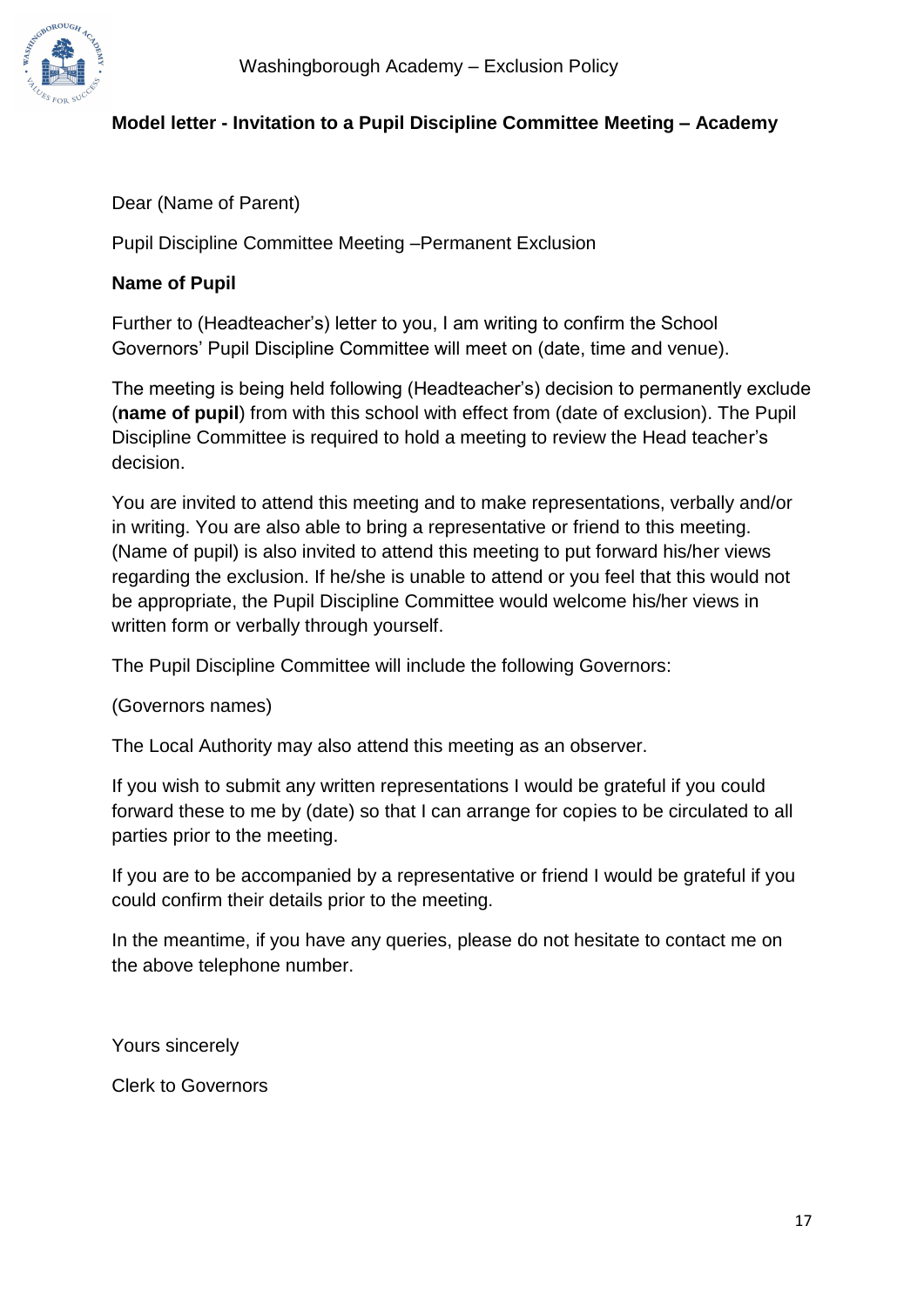## Model letter - Invitation to a Pupil Discipline Committee Meeting – Academy

Dear (Name of Parent)

Pupil Discipline Committee Meeting –Permanent Exclusion

**Name of Pupil**

Further to (Headteacher's) letter to you, I am writing to confirm the School Governors' Pupil Discipline Committee will meet on (date, time and venue).

The meeting is being held following (Headteacher's) decision to permanently exclude (**name of pupil**) from with this school with effect from (date of exclusion). The Pupil Discipline Committee is required to hold a meeting to review the Head teacher's decision.

You are invited to attend this meeting and to make representations, verbally and/or in writing. You are also able to bring a representative or friend to this meeting. (Name of pupil) is also invited to attend this meeting to put forward his/her views regarding the exclusion. If he/she is unable to attend or you feel that this would not be appropriate, the Pupil Discipline Committee would welcome his/her views in written form or verbally through yourself.

The Pupil Discipline Committee will include the following Governors:

(Governors names)

The Local Authority may also attend this meeting as an observer.

If you wish to submit any written representations I would be grateful if you could forward these to me by (date) so that I can arrange for copies to be circulated to all parties prior to the meeting.

If you are to be accompanied by a representative or friend I would be grateful if you could confirm their details prior to the meeting.

In the meantime, if you have any queries, please do not hesitate to contact me on the above telephone number.

Yours sincerely

Clerk to Governors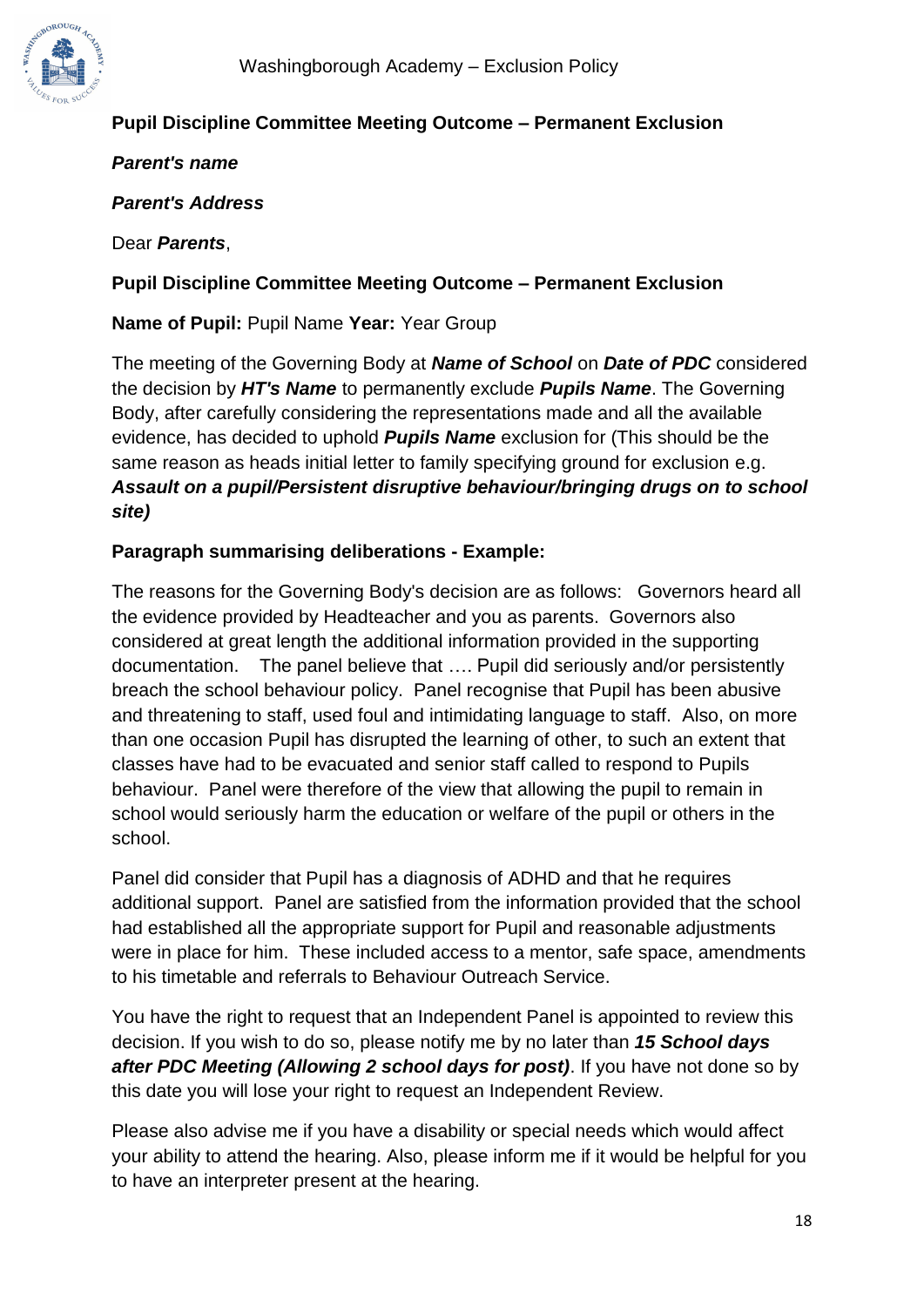## Pupil Discipline Committee Meeting Outcome – Permanent Exclusion

***Parent's name***

***Parent's Address***

Dear ***Parents***,

**Pupil Discipline Committee Meeting Outcome – Permanent Exclusion**

**Name of Pupil:** Pupil Name **Year:** Year Group

The meeting of the Governing Body at ***Name of School*** on ***Date of PDC*** considered the decision by ***HT's Name*** to permanently exclude ***Pupils Name***. The Governing Body, after carefully considering the representations made and all the available evidence, has decided to uphold ***Pupils Name*** exclusion for (This should be the same reason as heads initial letter to family specifying ground for exclusion e.g. ***Assault on a pupil/Persistent disruptive behaviour/bringing drugs on to school site)***

**Paragraph summarising deliberations - Example:**

The reasons for the Governing Body's decision are as follows: Governors heard all the evidence provided by Headteacher and you as parents. Governors also considered at great length the additional information provided in the supporting documentation. The panel believe that …. Pupil did seriously and/or persistently breach the school behaviour policy. Panel recognise that Pupil has been abusive and threatening to staff, used foul and intimidating language to staff. Also, on more than one occasion Pupil has disrupted the learning of other, to such an extent that classes have had to be evacuated and senior staff called to respond to Pupils behaviour. Panel were therefore of the view that allowing the pupil to remain in school would seriously harm the education or welfare of the pupil or others in the school.

Panel did consider that Pupil has a diagnosis of ADHD and that he requires additional support. Panel are satisfied from the information provided that the school had established all the appropriate support for Pupil and reasonable adjustments were in place for him. These included access to a mentor, safe space, amendments to his timetable and referrals to Behaviour Outreach Service.

You have the right to request that an Independent Panel is appointed to review this decision. If you wish to do so, please notify me by no later than ***15 School days after PDC Meeting (Allowing 2 school days for post)***. If you have not done so by this date you will lose your right to request an Independent Review.

Please also advise me if you have a disability or special needs which would affect your ability to attend the hearing. Also, please inform me if it would be helpful for you to have an interpreter present at the hearing.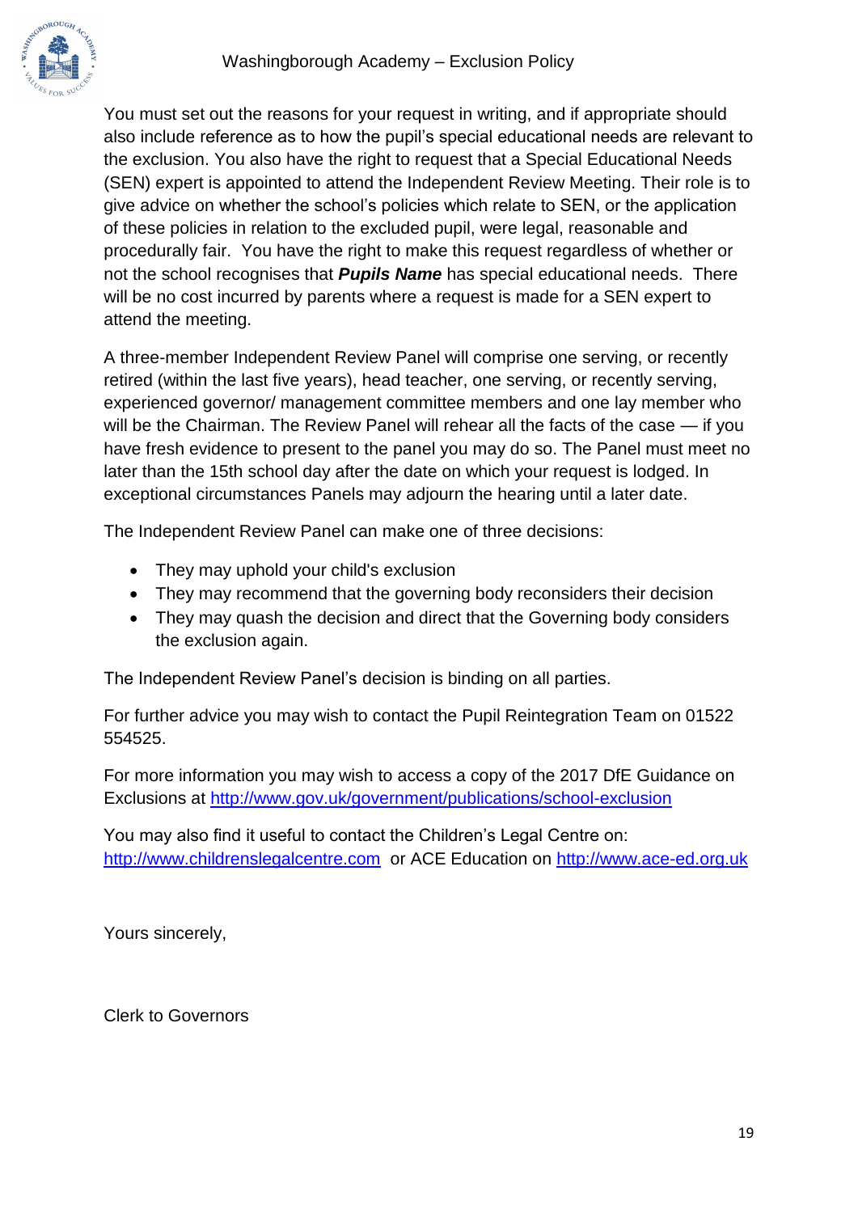You must set out the reasons for your request in writing, and if appropriate should also include reference as to how the pupil's special educational needs are relevant to the exclusion. You also have the right to request that a Special Educational Needs (SEN) expert is appointed to attend the Independent Review Meeting. Their role is to give advice on whether the school's policies which relate to SEN, or the application of these policies in relation to the excluded pupil, were legal, reasonable and procedurally fair. You have the right to make this request regardless of whether or not the school recognises that ***Pupils Name*** has special educational needs. There will be no cost incurred by parents where a request is made for a SEN expert to attend the meeting.

A three-member Independent Review Panel will comprise one serving, or recently retired (within the last five years), head teacher, one serving, or recently serving, experienced governor/ management committee members and one lay member who will be the Chairman. The Review Panel will rehear all the facts of the case — if you have fresh evidence to present to the panel you may do so. The Panel must meet no later than the 15th school day after the date on which your request is lodged. In exceptional circumstances Panels may adjourn the hearing until a later date.

The Independent Review Panel can make one of three decisions:

- They may uphold your child's exclusion
- They may recommend that the governing body reconsiders their decision
- They may quash the decision and direct that the Governing body considers the exclusion again.

The Independent Review Panel's decision is binding on all parties.

For further advice you may wish to contact the Pupil Reintegration Team on 01522 554525.

For more information you may wish to access a copy of the 2017 DfE Guidance on Exclusions at http://www.gov.uk/government/publications/school-exclusion

You may also find it useful to contact the Children's Legal Centre on: http://www.childrenslegalcentre.com or ACE Education on http://www.ace-ed.org.uk

Yours sincerely,

Clerk to Governors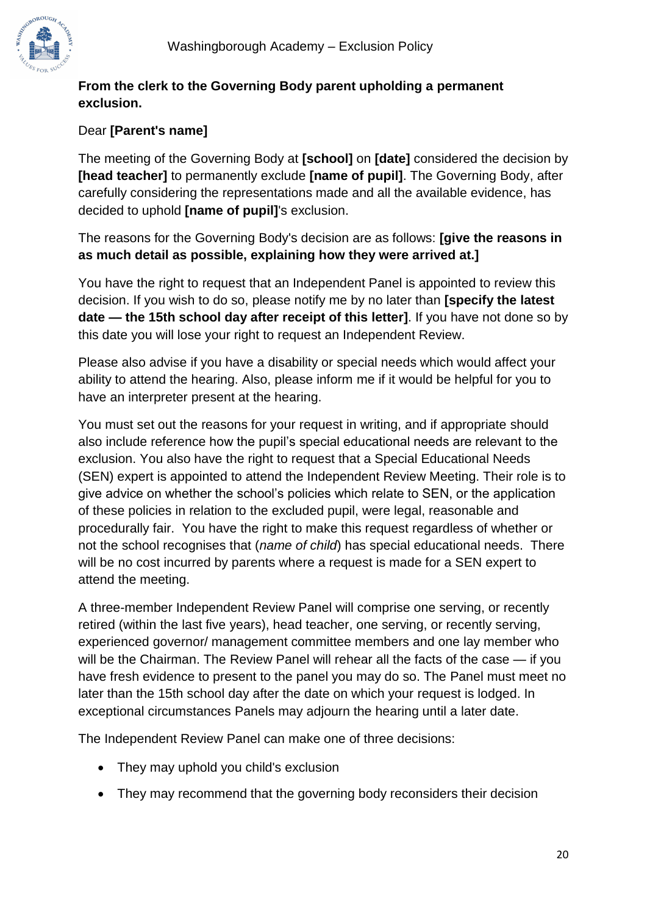**From the clerk to the Governing Body parent upholding a permanent exclusion.**

Dear **[Parent's name]**

The meeting of the Governing Body at **[school]** on **[date]** considered the decision by **[head teacher]** to permanently exclude **[name of pupil]**. The Governing Body, after carefully considering the representations made and all the available evidence, has decided to uphold **[name of pupil]**'s exclusion.

The reasons for the Governing Body's decision are as follows: **[give the reasons in as much detail as possible, explaining how they were arrived at.]**

You have the right to request that an Independent Panel is appointed to review this decision. If you wish to do so, please notify me by no later than **[specify the latest date — the 15th school day after receipt of this letter]**. If you have not done so by this date you will lose your right to request an Independent Review.

Please also advise if you have a disability or special needs which would affect your ability to attend the hearing. Also, please inform me if it would be helpful for you to have an interpreter present at the hearing.

You must set out the reasons for your request in writing, and if appropriate should also include reference how the pupil's special educational needs are relevant to the exclusion. You also have the right to request that a Special Educational Needs (SEN) expert is appointed to attend the Independent Review Meeting. Their role is to give advice on whether the school's policies which relate to SEN, or the application of these policies in relation to the excluded pupil, were legal, reasonable and procedurally fair. You have the right to make this request regardless of whether or not the school recognises that (*name of child*) has special educational needs. There will be no cost incurred by parents where a request is made for a SEN expert to attend the meeting.

A three-member Independent Review Panel will comprise one serving, or recently retired (within the last five years), head teacher, one serving, or recently serving, experienced governor/ management committee members and one lay member who will be the Chairman. The Review Panel will rehear all the facts of the case — if you have fresh evidence to present to the panel you may do so. The Panel must meet no later than the 15th school day after the date on which your request is lodged. In exceptional circumstances Panels may adjourn the hearing until a later date.

The Independent Review Panel can make one of three decisions:

- They may uphold you child's exclusion
- They may recommend that the governing body reconsiders their decision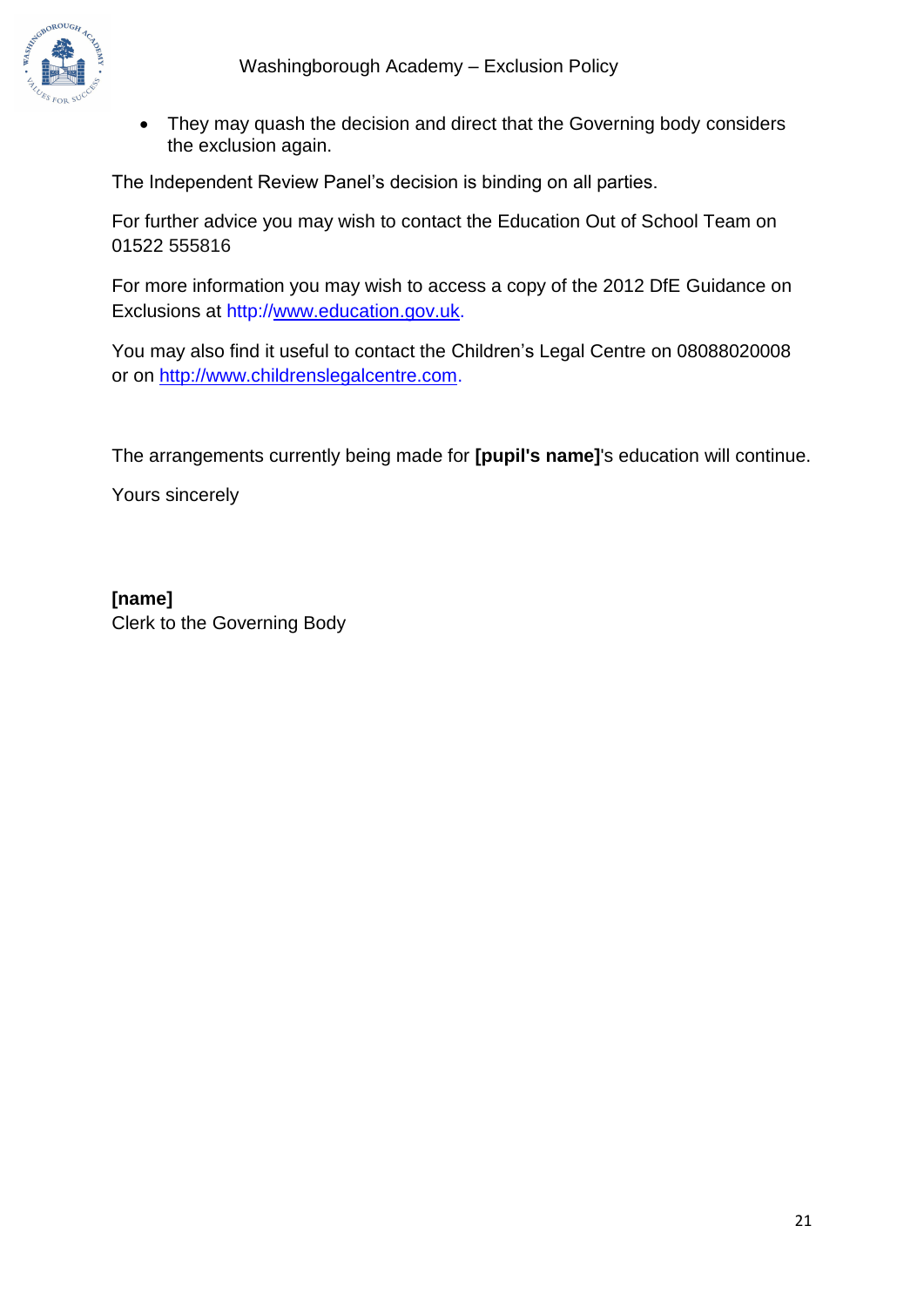- They may quash the decision and direct that the Governing body considers the exclusion again.

The Independent Review Panel's decision is binding on all parties.

For further advice you may wish to contact the Education Out of School Team on 01522 555816

For more information you may wish to access a copy of the 2012 DfE Guidance on Exclusions at http://www.education.gov.uk.

You may also find it useful to contact the Children's Legal Centre on 08088020008 or on http://www.childrenslegalcentre.com.

The arrangements currently being made for **[pupil's name]**'s education will continue.

Yours sincerely

**[name]**
Clerk to the Governing Body